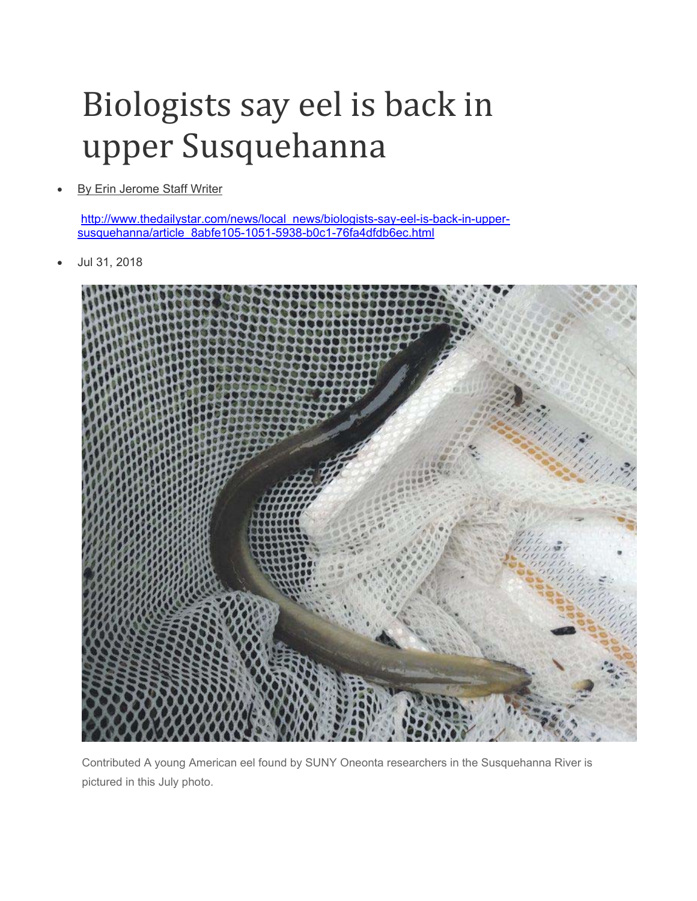# Biologists say eel is back in upper Susquehanna

- By Erin Jerome Staff Writer

  http://www.thedailystar.com/news/local_news/biologists-say-eel-is-back-in-upper-susquehanna/article_8abfe105-1051-5938-b0c1-76fa4dfdb6ec.html

- Jul 31, 2018

Contributed A young American eel found by SUNY Oneonta researchers in the Susquehanna River is pictured in this July photo.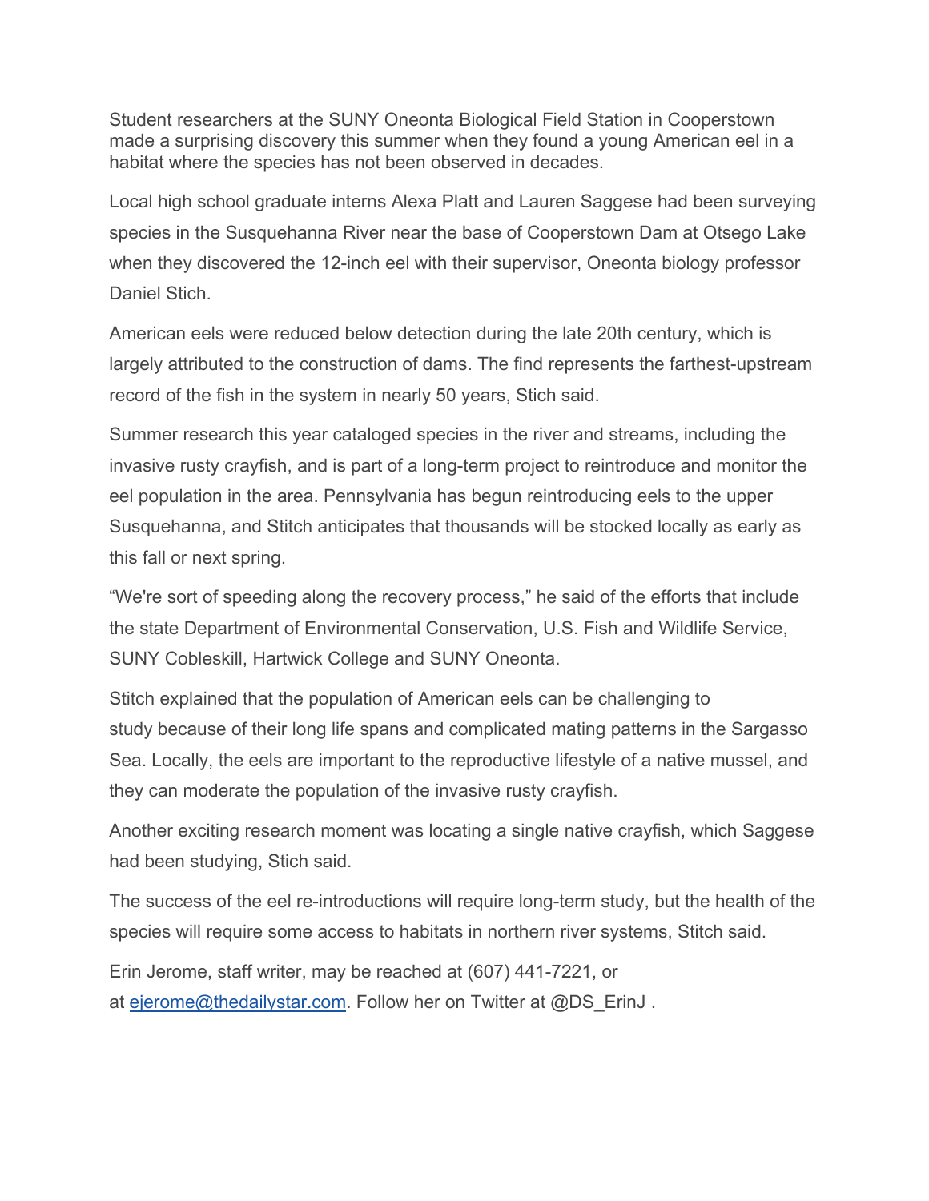Student researchers at the SUNY Oneonta Biological Field Station in Cooperstown made a surprising discovery this summer when they found a young American eel in a habitat where the species has not been observed in decades.

Local high school graduate interns Alexa Platt and Lauren Saggese had been surveying species in the Susquehanna River near the base of Cooperstown Dam at Otsego Lake when they discovered the 12-inch eel with their supervisor, Oneonta biology professor Daniel Stich.

American eels were reduced below detection during the late 20th century, which is largely attributed to the construction of dams. The find represents the farthest-upstream record of the fish in the system in nearly 50 years, Stich said.

Summer research this year cataloged species in the river and streams, including the invasive rusty crayfish, and is part of a long-term project to reintroduce and monitor the eel population in the area. Pennsylvania has begun reintroducing eels to the upper Susquehanna, and Stitch anticipates that thousands will be stocked locally as early as this fall or next spring.

"We're sort of speeding along the recovery process," he said of the efforts that include the state Department of Environmental Conservation, U.S. Fish and Wildlife Service, SUNY Cobleskill, Hartwick College and SUNY Oneonta.

Stitch explained that the population of American eels can be challenging to study because of their long life spans and complicated mating patterns in the Sargasso Sea. Locally, the eels are important to the reproductive lifestyle of a native mussel, and they can moderate the population of the invasive rusty crayfish.

Another exciting research moment was locating a single native crayfish, which Saggese had been studying, Stich said.

The success of the eel re-introductions will require long-term study, but the health of the species will require some access to habitats in northern river systems, Stitch said.

Erin Jerome, staff writer, may be reached at (607) 441-7221, or at ejerome@thedailystar.com. Follow her on Twitter at @DS_ErinJ .